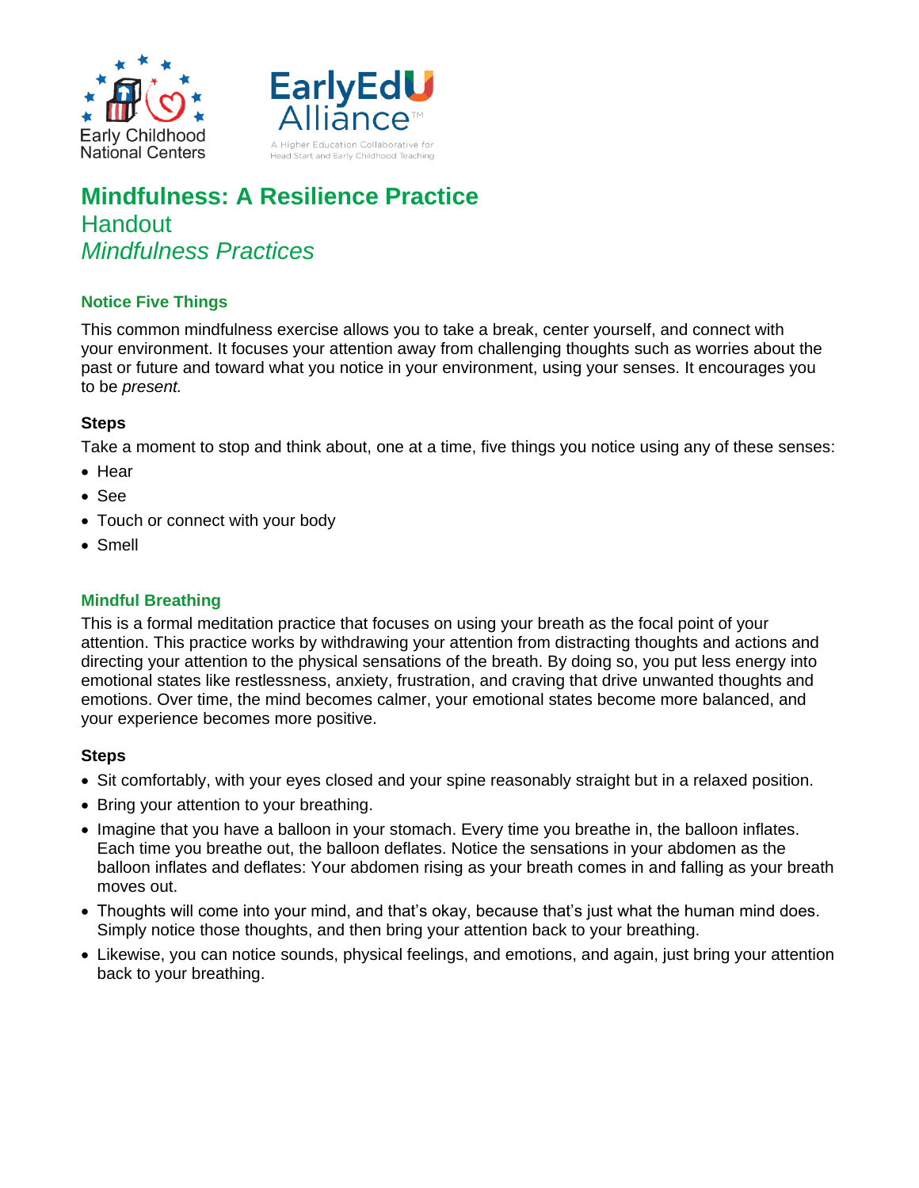Early Childhood National Centers

EarlyEdU Alliance™

A Higher Education Collaborative for Head Start and Early Childhood Teaching

# Mindfulness: A Resilience Practice

## Handout

## *Mindfulness Practices*

### Notice Five Things

This common mindfulness exercise allows you to take a break, center yourself, and connect with your environment. It focuses your attention away from challenging thoughts such as worries about the past or future and toward what you notice in your environment, using your senses. It encourages you to be *present.*

**Steps**

Take a moment to stop and think about, one at a time, five things you notice using any of these senses:

- Hear
- See
- Touch or connect with your body
- Smell

### Mindful Breathing

This is a formal meditation practice that focuses on using your breath as the focal point of your attention. This practice works by withdrawing your attention from distracting thoughts and actions and directing your attention to the physical sensations of the breath. By doing so, you put less energy into emotional states like restlessness, anxiety, frustration, and craving that drive unwanted thoughts and emotions. Over time, the mind becomes calmer, your emotional states become more balanced, and your experience becomes more positive.

**Steps**

- Sit comfortably, with your eyes closed and your spine reasonably straight but in a relaxed position.
- Bring your attention to your breathing.
- Imagine that you have a balloon in your stomach. Every time you breathe in, the balloon inflates. Each time you breathe out, the balloon deflates. Notice the sensations in your abdomen as the balloon inflates and deflates: Your abdomen rising as your breath comes in and falling as your breath moves out.
- Thoughts will come into your mind, and that's okay, because that's just what the human mind does. Simply notice those thoughts, and then bring your attention back to your breathing.
- Likewise, you can notice sounds, physical feelings, and emotions, and again, just bring your attention back to your breathing.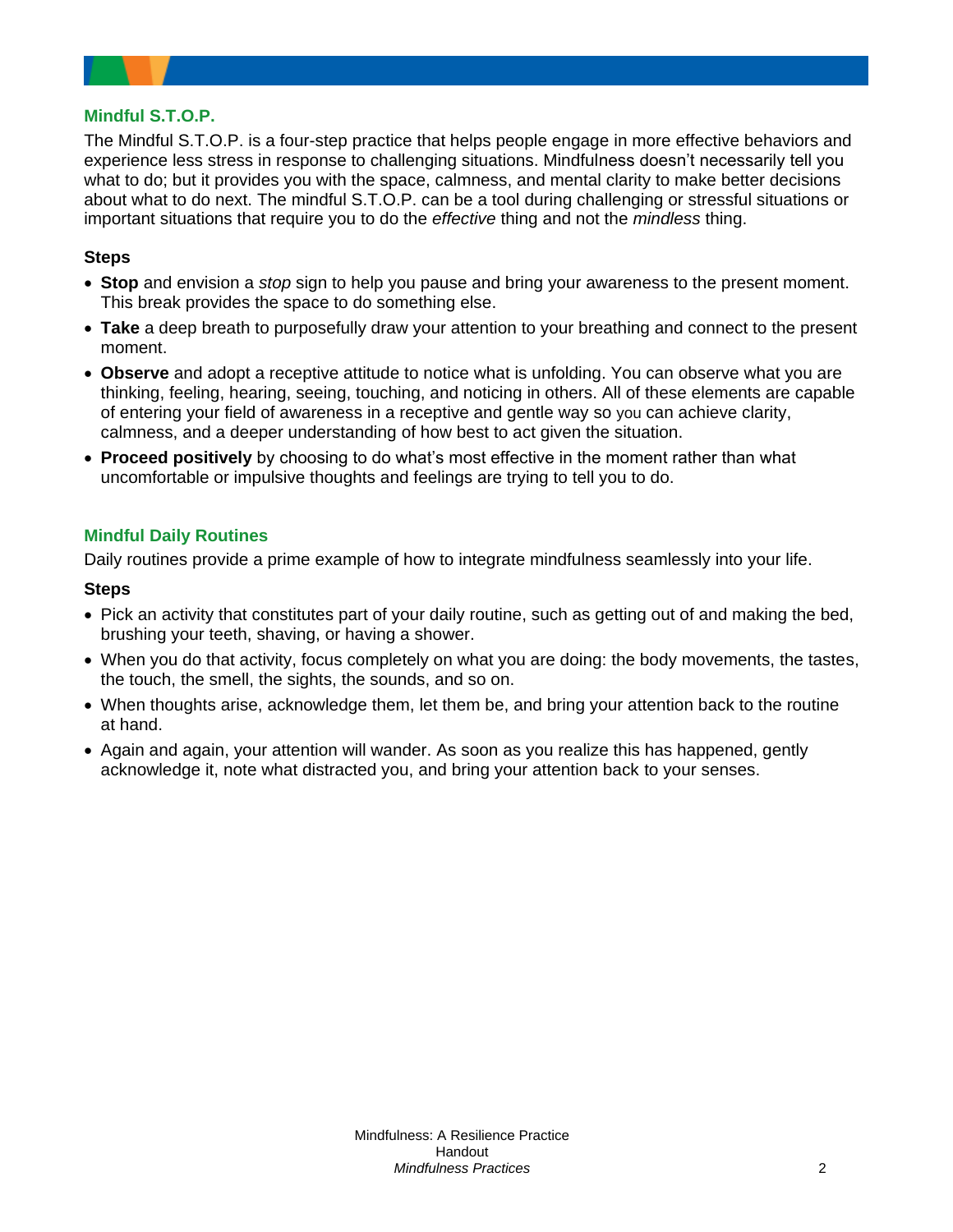## Mindful S.T.O.P.

The Mindful S.T.O.P. is a four-step practice that helps people engage in more effective behaviors and experience less stress in response to challenging situations. Mindfulness doesn't necessarily tell you what to do; but it provides you with the space, calmness, and mental clarity to make better decisions about what to do next. The mindful S.T.O.P. can be a tool during challenging or stressful situations or important situations that require you to do the *effective* thing and not the *mindless* thing.

### Steps

- **Stop** and envision a *stop* sign to help you pause and bring your awareness to the present moment. This break provides the space to do something else.
- **Take** a deep breath to purposefully draw your attention to your breathing and connect to the present moment.
- **Observe** and adopt a receptive attitude to notice what is unfolding. You can observe what you are thinking, feeling, hearing, seeing, touching, and noticing in others. All of these elements are capable of entering your field of awareness in a receptive and gentle way so you can achieve clarity, calmness, and a deeper understanding of how best to act given the situation.
- **Proceed positively** by choosing to do what's most effective in the moment rather than what uncomfortable or impulsive thoughts and feelings are trying to tell you to do.

## Mindful Daily Routines

Daily routines provide a prime example of how to integrate mindfulness seamlessly into your life.

### Steps

- Pick an activity that constitutes part of your daily routine, such as getting out of and making the bed, brushing your teeth, shaving, or having a shower.
- When you do that activity, focus completely on what you are doing: the body movements, the tastes, the touch, the smell, the sights, the sounds, and so on.
- When thoughts arise, acknowledge them, let them be, and bring your attention back to the routine at hand.
- Again and again, your attention will wander. As soon as you realize this has happened, gently acknowledge it, note what distracted you, and bring your attention back to your senses.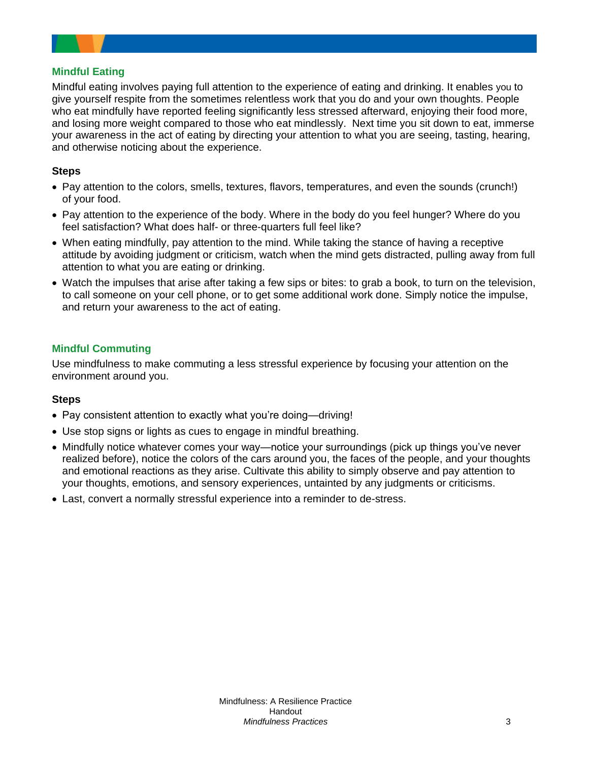## Mindful Eating

Mindful eating involves paying full attention to the experience of eating and drinking. It enables you to give yourself respite from the sometimes relentless work that you do and your own thoughts. People who eat mindfully have reported feeling significantly less stressed afterward, enjoying their food more, and losing more weight compared to those who eat mindlessly. Next time you sit down to eat, immerse your awareness in the act of eating by directing your attention to what you are seeing, tasting, hearing, and otherwise noticing about the experience.

### Steps

- Pay attention to the colors, smells, textures, flavors, temperatures, and even the sounds (crunch!) of your food.
- Pay attention to the experience of the body. Where in the body do you feel hunger? Where do you feel satisfaction? What does half- or three-quarters full feel like?
- When eating mindfully, pay attention to the mind. While taking the stance of having a receptive attitude by avoiding judgment or criticism, watch when the mind gets distracted, pulling away from full attention to what you are eating or drinking.
- Watch the impulses that arise after taking a few sips or bites: to grab a book, to turn on the television, to call someone on your cell phone, or to get some additional work done. Simply notice the impulse, and return your awareness to the act of eating.

## Mindful Commuting

Use mindfulness to make commuting a less stressful experience by focusing your attention on the environment around you.

### Steps

- Pay consistent attention to exactly what you're doing—driving!
- Use stop signs or lights as cues to engage in mindful breathing.
- Mindfully notice whatever comes your way—notice your surroundings (pick up things you've never realized before), notice the colors of the cars around you, the faces of the people, and your thoughts and emotional reactions as they arise. Cultivate this ability to simply observe and pay attention to your thoughts, emotions, and sensory experiences, untainted by any judgments or criticisms.
- Last, convert a normally stressful experience into a reminder to de-stress.